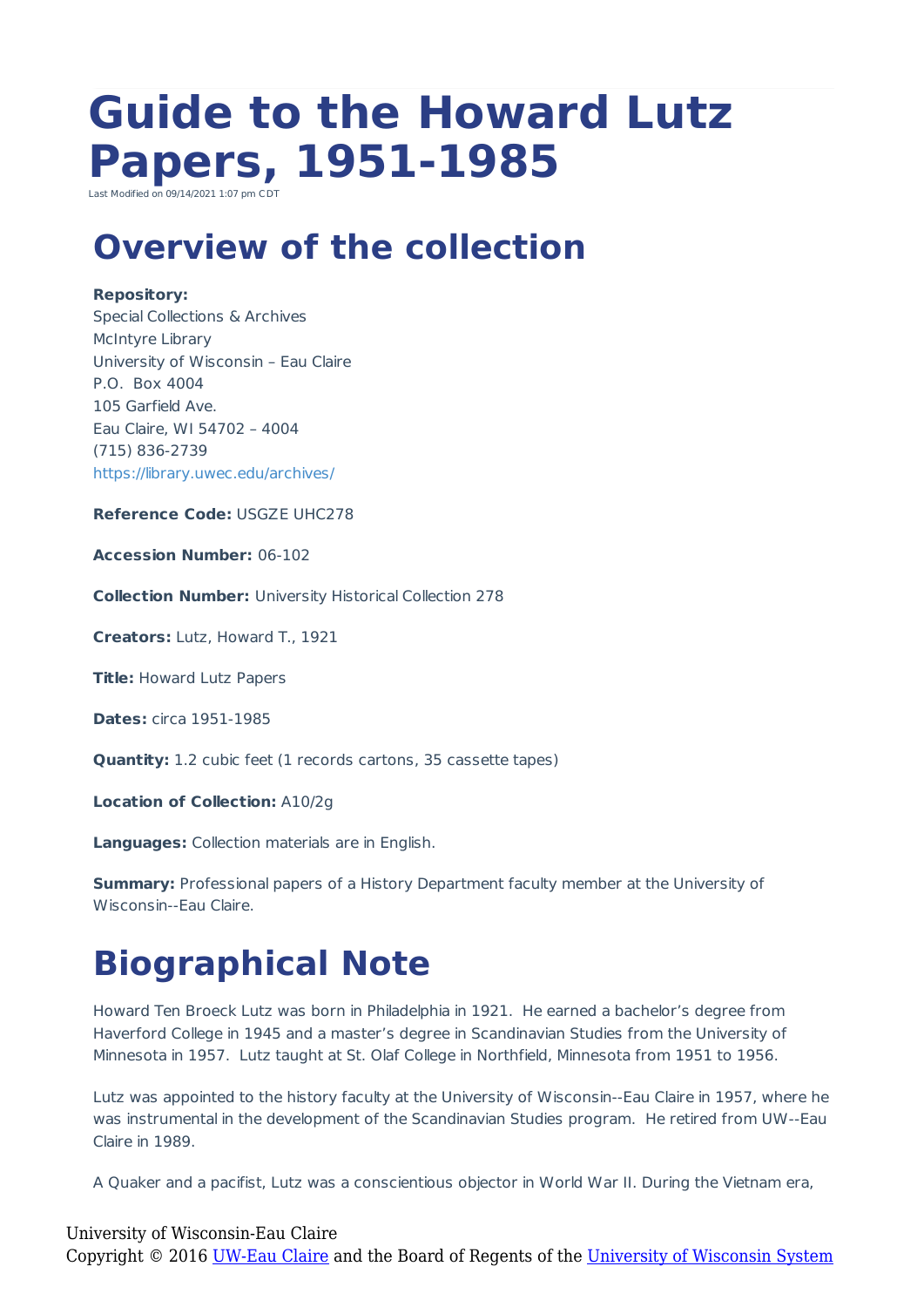# Guide to the Howard Lutz Papers, 1951-1985

Last Modified on 09/14/2021 1:07 pm CDT

## Overview of the collection

**Repository:**
Special Collections & Archives
McIntyre Library
University of Wisconsin – Eau Claire
P.O. Box 4004
105 Garfield Ave.
Eau Claire, WI 54702 – 4004
(715) 836-2739
https://library.uwec.edu/archives/

**Reference Code:** USGZE UHC278

**Accession Number:** 06-102

**Collection Number:** University Historical Collection 278

**Creators:** Lutz, Howard T., 1921

**Title:** Howard Lutz Papers

**Dates:** circa 1951-1985

**Quantity:** 1.2 cubic feet (1 records cartons, 35 cassette tapes)

**Location of Collection:** A10/2g

**Languages:** Collection materials are in English.

**Summary:** Professional papers of a History Department faculty member at the University of Wisconsin--Eau Claire.

## Biographical Note

Howard Ten Broeck Lutz was born in Philadelphia in 1921. He earned a bachelor's degree from Haverford College in 1945 and a master's degree in Scandinavian Studies from the University of Minnesota in 1957. Lutz taught at St. Olaf College in Northfield, Minnesota from 1951 to 1956.

Lutz was appointed to the history faculty at the University of Wisconsin--Eau Claire in 1957, where he was instrumental in the development of the Scandinavian Studies program. He retired from UW--Eau Claire in 1989.

A Quaker and a pacifist, Lutz was a conscientious objector in World War II. During the Vietnam era,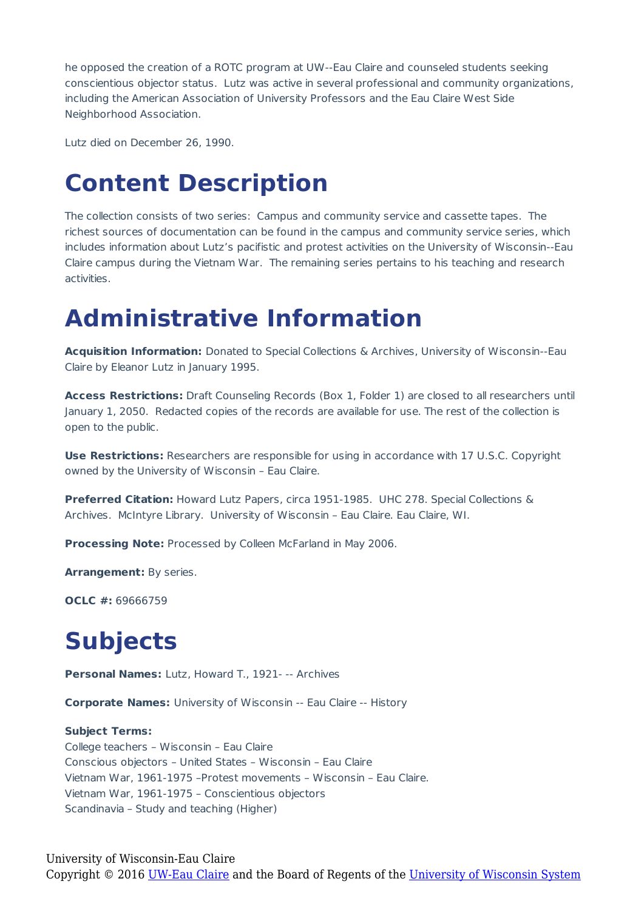he opposed the creation of a ROTC program at UW--Eau Claire and counseled students seeking conscientious objector status. Lutz was active in several professional and community organizations, including the American Association of University Professors and the Eau Claire West Side Neighborhood Association.

Lutz died on December 26, 1990.

# Content Description

The collection consists of two series: Campus and community service and cassette tapes. The richest sources of documentation can be found in the campus and community service series, which includes information about Lutz's pacifistic and protest activities on the University of Wisconsin--Eau Claire campus during the Vietnam War. The remaining series pertains to his teaching and research activities.

# Administrative Information

**Acquisition Information:** Donated to Special Collections & Archives, University of Wisconsin--Eau Claire by Eleanor Lutz in January 1995.

**Access Restrictions:** Draft Counseling Records (Box 1, Folder 1) are closed to all researchers until January 1, 2050. Redacted copies of the records are available for use. The rest of the collection is open to the public.

**Use Restrictions:** Researchers are responsible for using in accordance with 17 U.S.C. Copyright owned by the University of Wisconsin – Eau Claire.

**Preferred Citation:** Howard Lutz Papers, circa 1951-1985. UHC 278. Special Collections & Archives. McIntyre Library. University of Wisconsin – Eau Claire. Eau Claire, WI.

**Processing Note:** Processed by Colleen McFarland in May 2006.

**Arrangement:** By series.

**OCLC #:** 69666759

# Subjects

**Personal Names:** Lutz, Howard T., 1921- -- Archives

**Corporate Names:** University of Wisconsin -- Eau Claire -- History

**Subject Terms:**
College teachers – Wisconsin – Eau Claire
Conscious objectors – United States – Wisconsin – Eau Claire
Vietnam War, 1961-1975 –Protest movements – Wisconsin – Eau Claire.
Vietnam War, 1961-1975 – Conscientious objectors
Scandinavia – Study and teaching (Higher)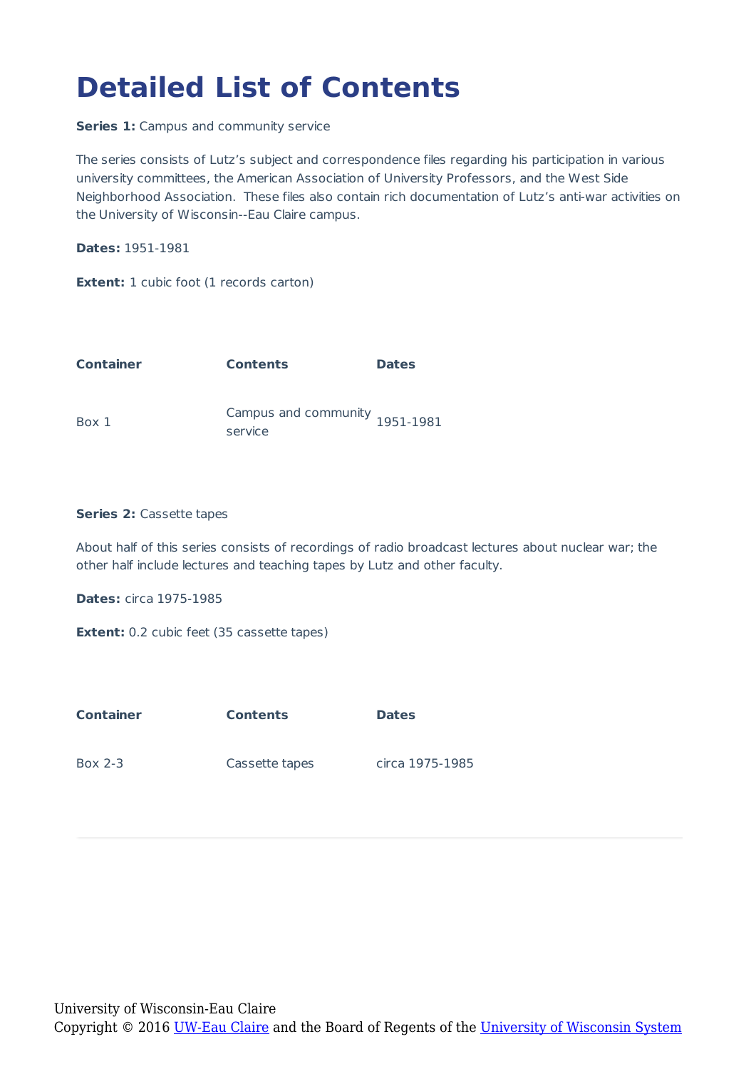# Detailed List of Contents

**Series 1:** Campus and community service

The series consists of Lutz's subject and correspondence files regarding his participation in various university committees, the American Association of University Professors, and the West Side Neighborhood Association. These files also contain rich documentation of Lutz's anti-war activities on the University of Wisconsin--Eau Claire campus.

**Dates:** 1951-1981

**Extent:** 1 cubic foot (1 records carton)

| Container | Contents | Dates |
|---|---|---|
| Box 1 | Campus and community service | 1951-1981 |

**Series 2:** Cassette tapes

About half of this series consists of recordings of radio broadcast lectures about nuclear war; the other half include lectures and teaching tapes by Lutz and other faculty.

**Dates:** circa 1975-1985

**Extent:** 0.2 cubic feet (35 cassette tapes)

| Container | Contents | Dates |
|---|---|---|
| Box 2-3 | Cassette tapes | circa 1975-1985 |

University of Wisconsin-Eau Claire
Copyright © 2016 UW-Eau Claire and the Board of Regents of the University of Wisconsin System